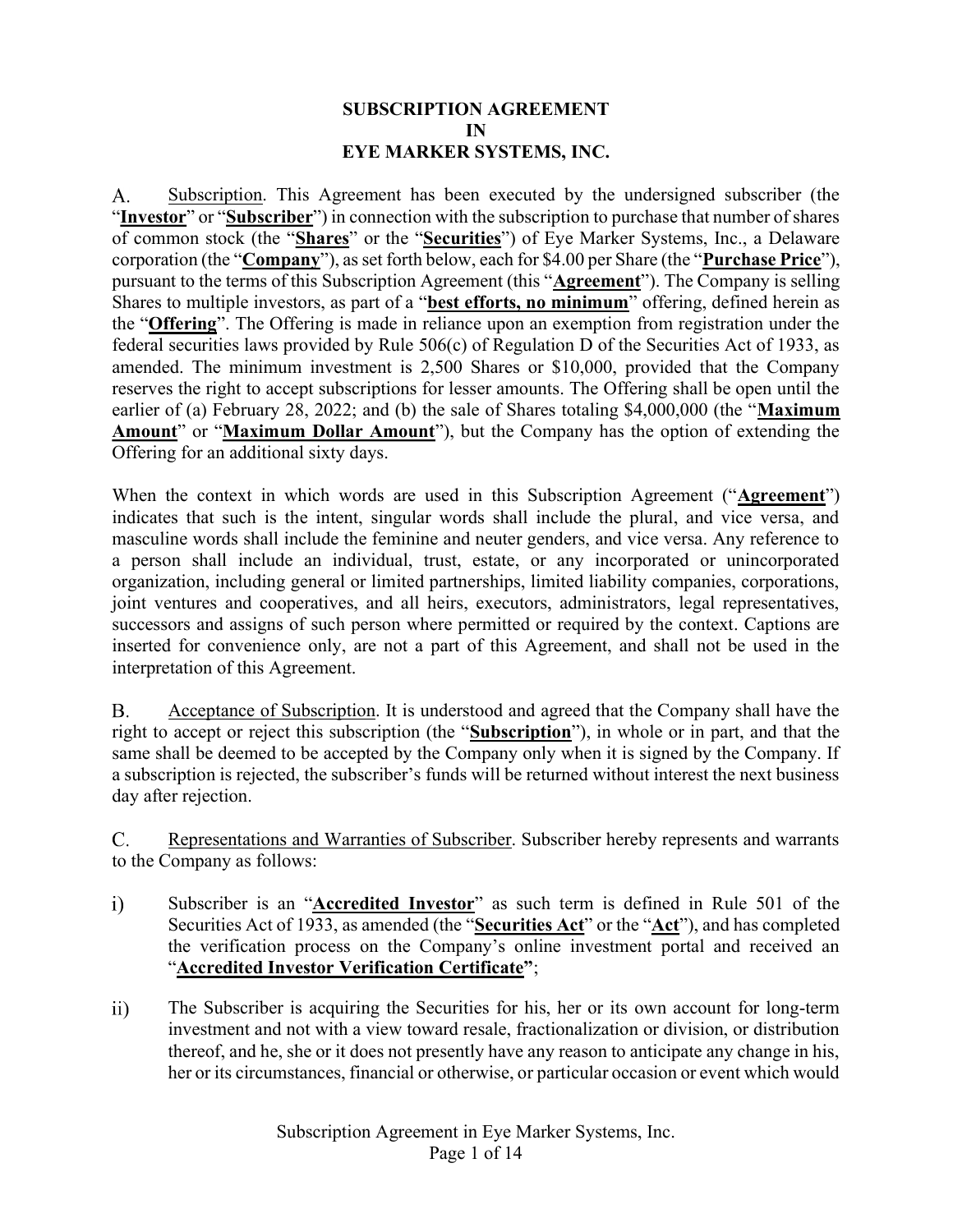# SUBSCRIPTION AGREEMENT
# IN
# EYE MARKER SYSTEMS, INC.

A. Subscription. This Agreement has been executed by the undersigned subscriber (the "**Investor**" or "**Subscriber**") in connection with the subscription to purchase that number of shares of common stock (the "**Shares**" or the "**Securities**") of Eye Marker Systems, Inc., a Delaware corporation (the "**Company**"), as set forth below, each for $4.00 per Share (the "**Purchase Price**"), pursuant to the terms of this Subscription Agreement (this "**Agreement**"). The Company is selling Shares to multiple investors, as part of a "**best efforts, no minimum**" offering, defined herein as the "**Offering**". The Offering is made in reliance upon an exemption from registration under the federal securities laws provided by Rule 506(c) of Regulation D of the Securities Act of 1933, as amended. The minimum investment is 2,500 Shares or $10,000, provided that the Company reserves the right to accept subscriptions for lesser amounts. The Offering shall be open until the earlier of (a) February 28, 2022; and (b) the sale of Shares totaling $4,000,000 (the "**Maximum Amount**" or "**Maximum Dollar Amount**"), but the Company has the option of extending the Offering for an additional sixty days.

When the context in which words are used in this Subscription Agreement ("**Agreement**") indicates that such is the intent, singular words shall include the plural, and vice versa, and masculine words shall include the feminine and neuter genders, and vice versa. Any reference to a person shall include an individual, trust, estate, or any incorporated or unincorporated organization, including general or limited partnerships, limited liability companies, corporations, joint ventures and cooperatives, and all heirs, executors, administrators, legal representatives, successors and assigns of such person where permitted or required by the context. Captions are inserted for convenience only, are not a part of this Agreement, and shall not be used in the interpretation of this Agreement.

B. Acceptance of Subscription. It is understood and agreed that the Company shall have the right to accept or reject this subscription (the "**Subscription**"), in whole or in part, and that the same shall be deemed to be accepted by the Company only when it is signed by the Company. If a subscription is rejected, the subscriber's funds will be returned without interest the next business day after rejection.

C. Representations and Warranties of Subscriber. Subscriber hereby represents and warrants to the Company as follows:

i) Subscriber is an "**Accredited Investor**" as such term is defined in Rule 501 of the Securities Act of 1933, as amended (the "**Securities Act**" or the "**Act**"), and has completed the verification process on the Company's online investment portal and received an "**Accredited Investor Verification Certificate**";

ii) The Subscriber is acquiring the Securities for his, her or its own account for long-term investment and not with a view toward resale, fractionalization or division, or distribution thereof, and he, she or it does not presently have any reason to anticipate any change in his, her or its circumstances, financial or otherwise, or particular occasion or event which would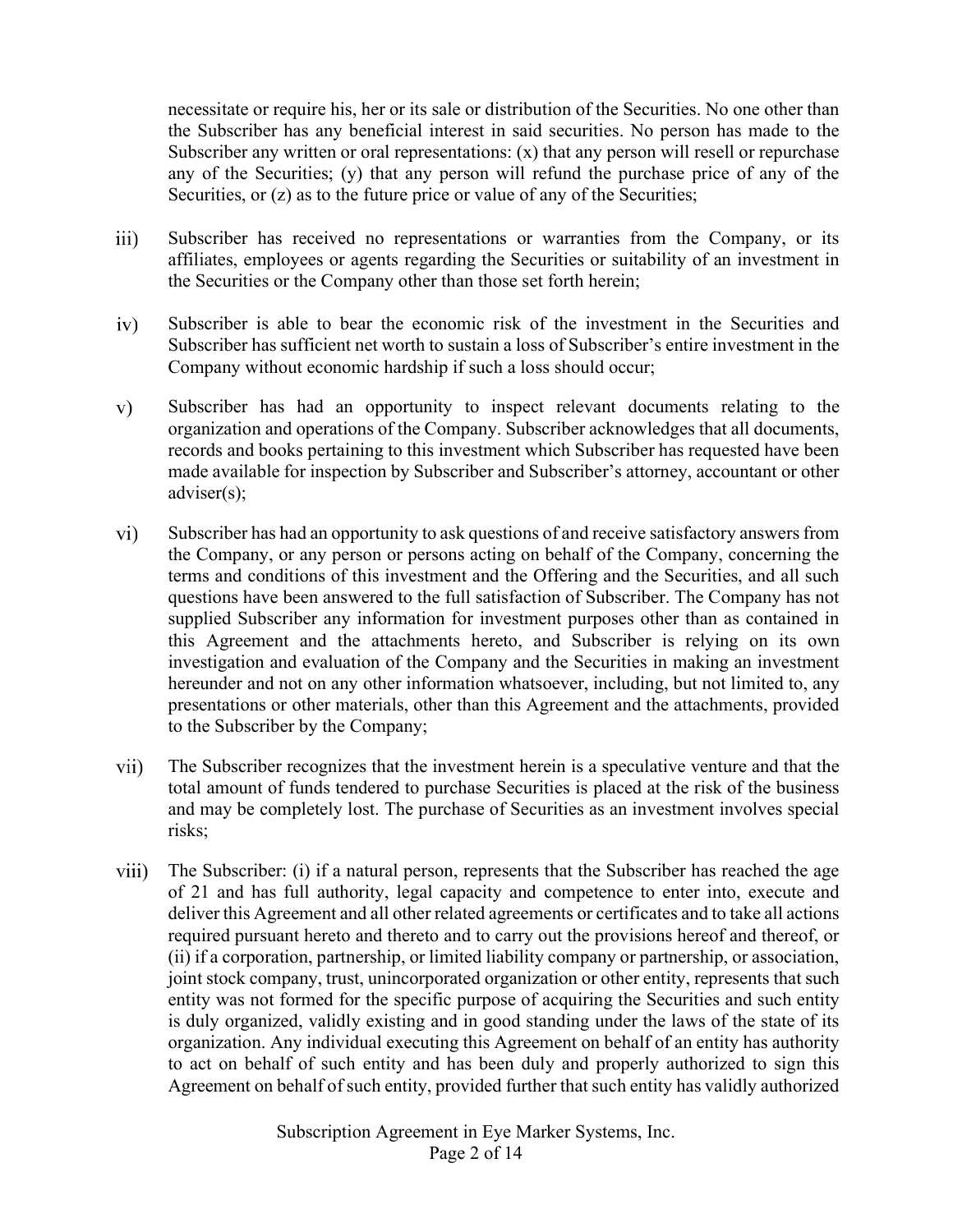necessitate or require his, her or its sale or distribution of the Securities. No one other than the Subscriber has any beneficial interest in said securities. No person has made to the Subscriber any written or oral representations: (x) that any person will resell or repurchase any of the Securities; (y) that any person will refund the purchase price of any of the Securities, or (z) as to the future price or value of any of the Securities;

iii) Subscriber has received no representations or warranties from the Company, or its affiliates, employees or agents regarding the Securities or suitability of an investment in the Securities or the Company other than those set forth herein;

iv) Subscriber is able to bear the economic risk of the investment in the Securities and Subscriber has sufficient net worth to sustain a loss of Subscriber's entire investment in the Company without economic hardship if such a loss should occur;

v) Subscriber has had an opportunity to inspect relevant documents relating to the organization and operations of the Company. Subscriber acknowledges that all documents, records and books pertaining to this investment which Subscriber has requested have been made available for inspection by Subscriber and Subscriber's attorney, accountant or other adviser(s);

vi) Subscriber has had an opportunity to ask questions of and receive satisfactory answers from the Company, or any person or persons acting on behalf of the Company, concerning the terms and conditions of this investment and the Offering and the Securities, and all such questions have been answered to the full satisfaction of Subscriber. The Company has not supplied Subscriber any information for investment purposes other than as contained in this Agreement and the attachments hereto, and Subscriber is relying on its own investigation and evaluation of the Company and the Securities in making an investment hereunder and not on any other information whatsoever, including, but not limited to, any presentations or other materials, other than this Agreement and the attachments, provided to the Subscriber by the Company;

vii) The Subscriber recognizes that the investment herein is a speculative venture and that the total amount of funds tendered to purchase Securities is placed at the risk of the business and may be completely lost. The purchase of Securities as an investment involves special risks;

viii) The Subscriber: (i) if a natural person, represents that the Subscriber has reached the age of 21 and has full authority, legal capacity and competence to enter into, execute and deliver this Agreement and all other related agreements or certificates and to take all actions required pursuant hereto and thereto and to carry out the provisions hereof and thereof, or (ii) if a corporation, partnership, or limited liability company or partnership, or association, joint stock company, trust, unincorporated organization or other entity, represents that such entity was not formed for the specific purpose of acquiring the Securities and such entity is duly organized, validly existing and in good standing under the laws of the state of its organization. Any individual executing this Agreement on behalf of an entity has authority to act on behalf of such entity and has been duly and properly authorized to sign this Agreement on behalf of such entity, provided further that such entity has validly authorized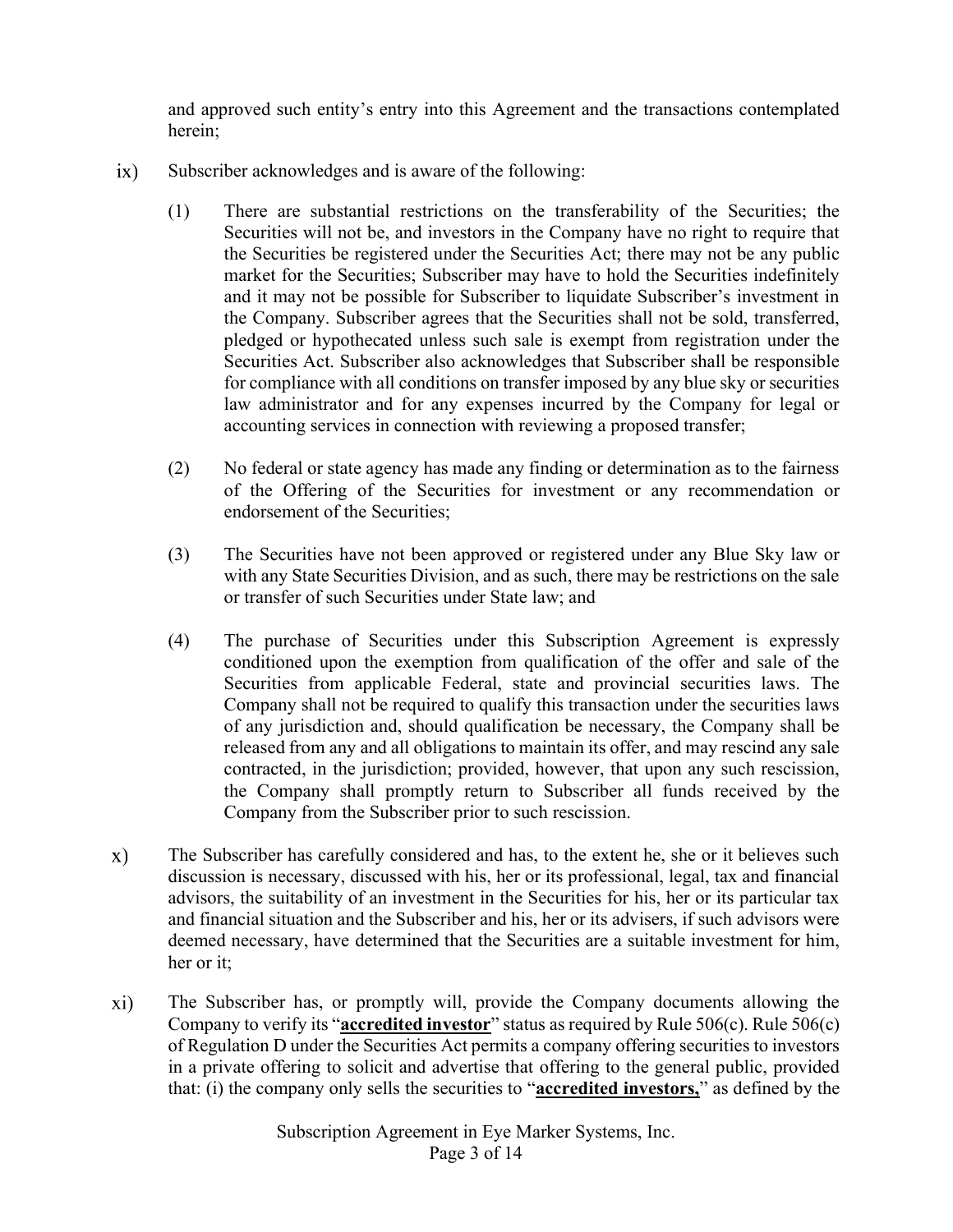and approved such entity's entry into this Agreement and the transactions contemplated herein;

ix) Subscriber acknowledges and is aware of the following:

  (1) There are substantial restrictions on the transferability of the Securities; the Securities will not be, and investors in the Company have no right to require that the Securities be registered under the Securities Act; there may not be any public market for the Securities; Subscriber may have to hold the Securities indefinitely and it may not be possible for Subscriber to liquidate Subscriber's investment in the Company. Subscriber agrees that the Securities shall not be sold, transferred, pledged or hypothecated unless such sale is exempt from registration under the Securities Act. Subscriber also acknowledges that Subscriber shall be responsible for compliance with all conditions on transfer imposed by any blue sky or securities law administrator and for any expenses incurred by the Company for legal or accounting services in connection with reviewing a proposed transfer;

  (2) No federal or state agency has made any finding or determination as to the fairness of the Offering of the Securities for investment or any recommendation or endorsement of the Securities;

  (3) The Securities have not been approved or registered under any Blue Sky law or with any State Securities Division, and as such, there may be restrictions on the sale or transfer of such Securities under State law; and

  (4) The purchase of Securities under this Subscription Agreement is expressly conditioned upon the exemption from qualification of the offer and sale of the Securities from applicable Federal, state and provincial securities laws. The Company shall not be required to qualify this transaction under the securities laws of any jurisdiction and, should qualification be necessary, the Company shall be released from any and all obligations to maintain its offer, and may rescind any sale contracted, in the jurisdiction; provided, however, that upon any such rescission, the Company shall promptly return to Subscriber all funds received by the Company from the Subscriber prior to such rescission.

x) The Subscriber has carefully considered and has, to the extent he, she or it believes such discussion is necessary, discussed with his, her or its professional, legal, tax and financial advisors, the suitability of an investment in the Securities for his, her or its particular tax and financial situation and the Subscriber and his, her or its advisers, if such advisors were deemed necessary, have determined that the Securities are a suitable investment for him, her or it;

xi) The Subscriber has, or promptly will, provide the Company documents allowing the Company to verify its "**accredited investor**" status as required by Rule 506(c). Rule 506(c) of Regulation D under the Securities Act permits a company offering securities to investors in a private offering to solicit and advertise that offering to the general public, provided that: (i) the company only sells the securities to "**accredited investors,**" as defined by the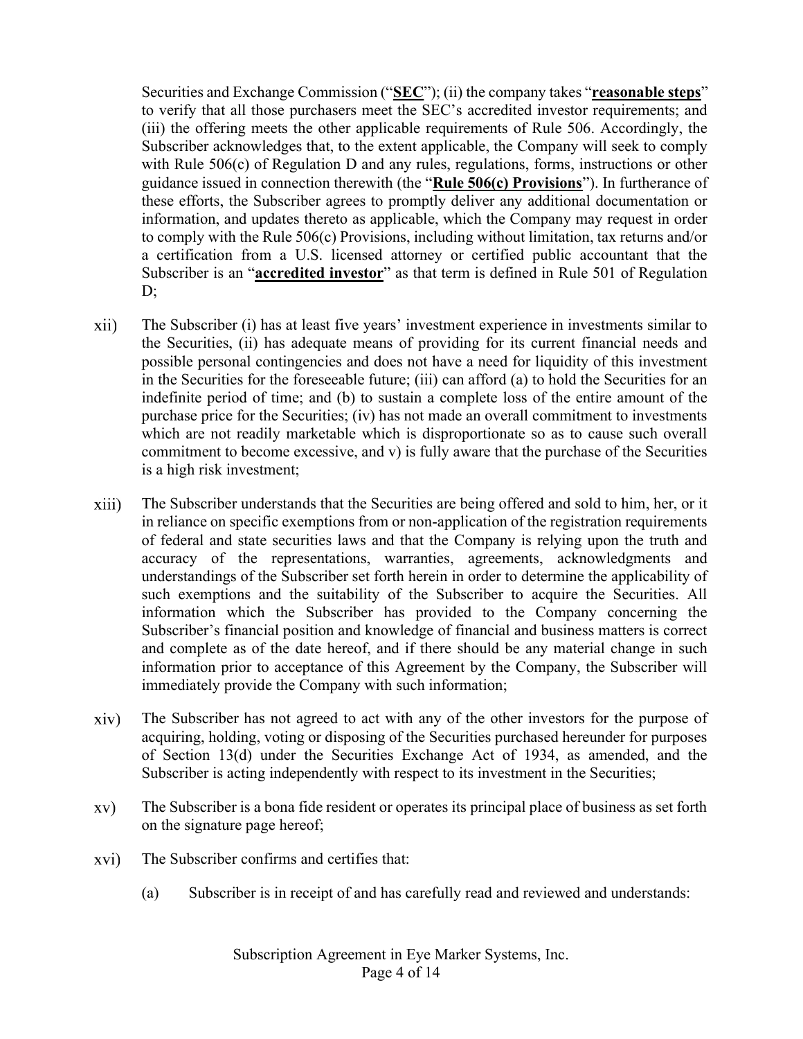Securities and Exchange Commission ("**SEC**"); (ii) the company takes "**reasonable steps**" to verify that all those purchasers meet the SEC's accredited investor requirements; and (iii) the offering meets the other applicable requirements of Rule 506. Accordingly, the Subscriber acknowledges that, to the extent applicable, the Company will seek to comply with Rule 506(c) of Regulation D and any rules, regulations, forms, instructions or other guidance issued in connection therewith (the "**Rule 506(c) Provisions**"). In furtherance of these efforts, the Subscriber agrees to promptly deliver any additional documentation or information, and updates thereto as applicable, which the Company may request in order to comply with the Rule 506(c) Provisions, including without limitation, tax returns and/or a certification from a U.S. licensed attorney or certified public accountant that the Subscriber is an "**accredited investor**" as that term is defined in Rule 501 of Regulation D;

xii) The Subscriber (i) has at least five years' investment experience in investments similar to the Securities, (ii) has adequate means of providing for its current financial needs and possible personal contingencies and does not have a need for liquidity of this investment in the Securities for the foreseeable future; (iii) can afford (a) to hold the Securities for an indefinite period of time; and (b) to sustain a complete loss of the entire amount of the purchase price for the Securities; (iv) has not made an overall commitment to investments which are not readily marketable which is disproportionate so as to cause such overall commitment to become excessive, and v) is fully aware that the purchase of the Securities is a high risk investment;

xiii) The Subscriber understands that the Securities are being offered and sold to him, her, or it in reliance on specific exemptions from or non-application of the registration requirements of federal and state securities laws and that the Company is relying upon the truth and accuracy of the representations, warranties, agreements, acknowledgments and understandings of the Subscriber set forth herein in order to determine the applicability of such exemptions and the suitability of the Subscriber to acquire the Securities. All information which the Subscriber has provided to the Company concerning the Subscriber's financial position and knowledge of financial and business matters is correct and complete as of the date hereof, and if there should be any material change in such information prior to acceptance of this Agreement by the Company, the Subscriber will immediately provide the Company with such information;

xiv) The Subscriber has not agreed to act with any of the other investors for the purpose of acquiring, holding, voting or disposing of the Securities purchased hereunder for purposes of Section 13(d) under the Securities Exchange Act of 1934, as amended, and the Subscriber is acting independently with respect to its investment in the Securities;

xv) The Subscriber is a bona fide resident or operates its principal place of business as set forth on the signature page hereof;

xvi) The Subscriber confirms and certifies that:

(a) Subscriber is in receipt of and has carefully read and reviewed and understands: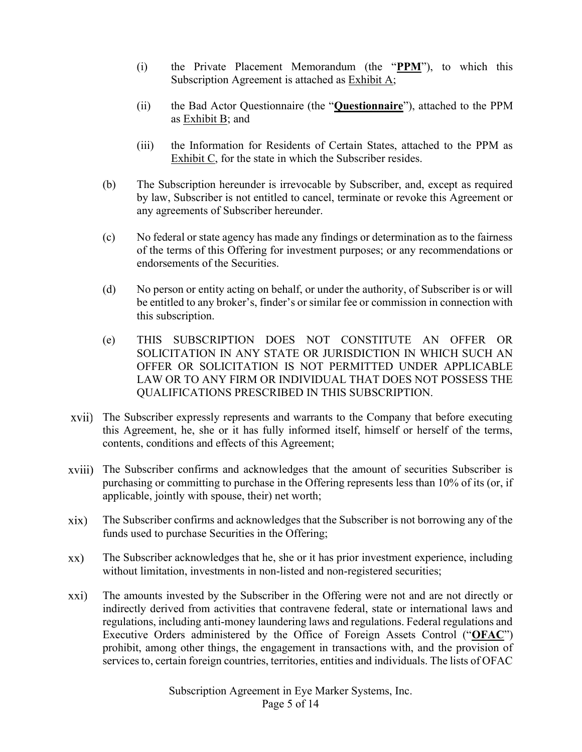(i) the Private Placement Memorandum (the "**PPM**"), to which this Subscription Agreement is attached as Exhibit A;

(ii) the Bad Actor Questionnaire (the "**Questionnaire**"), attached to the PPM as Exhibit B; and

(iii) the Information for Residents of Certain States, attached to the PPM as Exhibit C, for the state in which the Subscriber resides.

(b) The Subscription hereunder is irrevocable by Subscriber, and, except as required by law, Subscriber is not entitled to cancel, terminate or revoke this Agreement or any agreements of Subscriber hereunder.

(c) No federal or state agency has made any findings or determination as to the fairness of the terms of this Offering for investment purposes; or any recommendations or endorsements of the Securities.

(d) No person or entity acting on behalf, or under the authority, of Subscriber is or will be entitled to any broker's, finder's or similar fee or commission in connection with this subscription.

(e) THIS SUBSCRIPTION DOES NOT CONSTITUTE AN OFFER OR SOLICITATION IN ANY STATE OR JURISDICTION IN WHICH SUCH AN OFFER OR SOLICITATION IS NOT PERMITTED UNDER APPLICABLE LAW OR TO ANY FIRM OR INDIVIDUAL THAT DOES NOT POSSESS THE QUALIFICATIONS PRESCRIBED IN THIS SUBSCRIPTION.

xvii) The Subscriber expressly represents and warrants to the Company that before executing this Agreement, he, she or it has fully informed itself, himself or herself of the terms, contents, conditions and effects of this Agreement;

xviii) The Subscriber confirms and acknowledges that the amount of securities Subscriber is purchasing or committing to purchase in the Offering represents less than 10% of its (or, if applicable, jointly with spouse, their) net worth;

xix) The Subscriber confirms and acknowledges that the Subscriber is not borrowing any of the funds used to purchase Securities in the Offering;

xx) The Subscriber acknowledges that he, she or it has prior investment experience, including without limitation, investments in non-listed and non-registered securities;

xxi) The amounts invested by the Subscriber in the Offering were not and are not directly or indirectly derived from activities that contravene federal, state or international laws and regulations, including anti-money laundering laws and regulations. Federal regulations and Executive Orders administered by the Office of Foreign Assets Control ("**OFAC**") prohibit, among other things, the engagement in transactions with, and the provision of services to, certain foreign countries, territories, entities and individuals. The lists of OFAC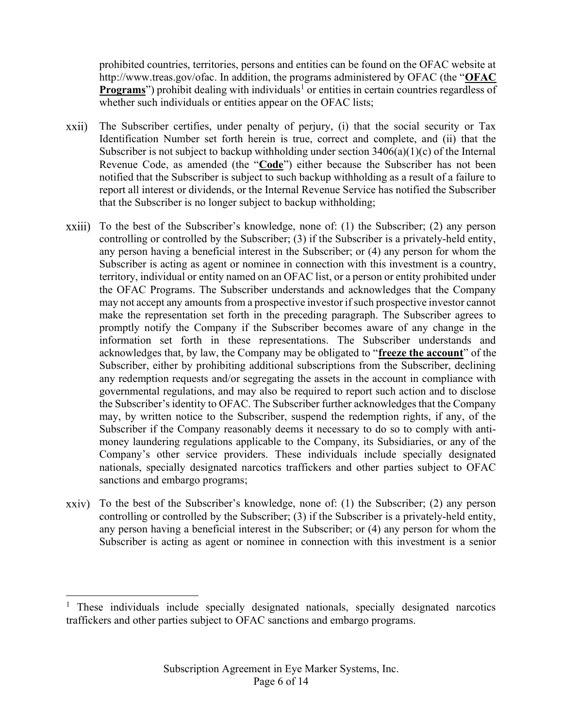prohibited countries, territories, persons and entities can be found on the OFAC website at http://www.treas.gov/ofac. In addition, the programs administered by OFAC (the "**OFAC Programs**") prohibit dealing with individuals[1] or entities in certain countries regardless of whether such individuals or entities appear on the OFAC lists;

xxii) The Subscriber certifies, under penalty of perjury, (i) that the social security or Tax Identification Number set forth herein is true, correct and complete, and (ii) that the Subscriber is not subject to backup withholding under section 3406(a)(1)(c) of the Internal Revenue Code, as amended (the "**Code**") either because the Subscriber has not been notified that the Subscriber is subject to such backup withholding as a result of a failure to report all interest or dividends, or the Internal Revenue Service has notified the Subscriber that the Subscriber is no longer subject to backup withholding;

xxiii) To the best of the Subscriber's knowledge, none of: (1) the Subscriber; (2) any person controlling or controlled by the Subscriber; (3) if the Subscriber is a privately-held entity, any person having a beneficial interest in the Subscriber; or (4) any person for whom the Subscriber is acting as agent or nominee in connection with this investment is a country, territory, individual or entity named on an OFAC list, or a person or entity prohibited under the OFAC Programs. The Subscriber understands and acknowledges that the Company may not accept any amounts from a prospective investor if such prospective investor cannot make the representation set forth in the preceding paragraph. The Subscriber agrees to promptly notify the Company if the Subscriber becomes aware of any change in the information set forth in these representations. The Subscriber understands and acknowledges that, by law, the Company may be obligated to "**freeze the account**" of the Subscriber, either by prohibiting additional subscriptions from the Subscriber, declining any redemption requests and/or segregating the assets in the account in compliance with governmental regulations, and may also be required to report such action and to disclose the Subscriber's identity to OFAC. The Subscriber further acknowledges that the Company may, by written notice to the Subscriber, suspend the redemption rights, if any, of the Subscriber if the Company reasonably deems it necessary to do so to comply with anti-money laundering regulations applicable to the Company, its Subsidiaries, or any of the Company's other service providers. These individuals include specially designated nationals, specially designated narcotics traffickers and other parties subject to OFAC sanctions and embargo programs;

xxiv) To the best of the Subscriber's knowledge, none of: (1) the Subscriber; (2) any person controlling or controlled by the Subscriber; (3) if the Subscriber is a privately-held entity, any person having a beneficial interest in the Subscriber; or (4) any person for whom the Subscriber is acting as agent or nominee in connection with this investment is a senior

---

[1] These individuals include specially designated nationals, specially designated narcotics traffickers and other parties subject to OFAC sanctions and embargo programs.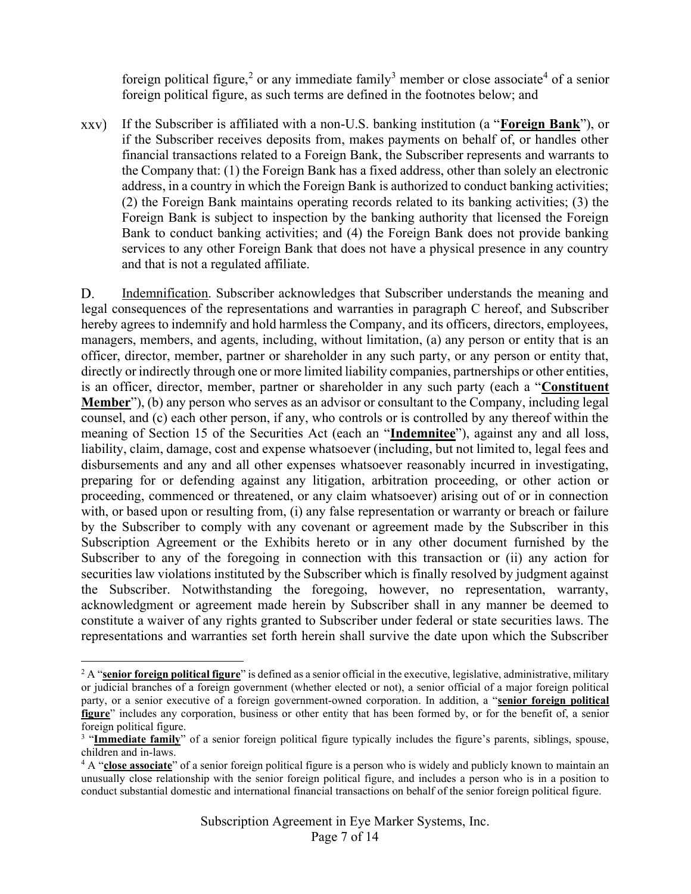foreign political figure,[2] or any immediate family[3] member or close associate[4] of a senior foreign political figure, as such terms are defined in the footnotes below; and

xxv) If the Subscriber is affiliated with a non-U.S. banking institution (a "**Foreign Bank**"), or if the Subscriber receives deposits from, makes payments on behalf of, or handles other financial transactions related to a Foreign Bank, the Subscriber represents and warrants to the Company that: (1) the Foreign Bank has a fixed address, other than solely an electronic address, in a country in which the Foreign Bank is authorized to conduct banking activities; (2) the Foreign Bank maintains operating records related to its banking activities; (3) the Foreign Bank is subject to inspection by the banking authority that licensed the Foreign Bank to conduct banking activities; and (4) the Foreign Bank does not provide banking services to any other Foreign Bank that does not have a physical presence in any country and that is not a regulated affiliate.

D. Indemnification. Subscriber acknowledges that Subscriber understands the meaning and legal consequences of the representations and warranties in paragraph C hereof, and Subscriber hereby agrees to indemnify and hold harmless the Company, and its officers, directors, employees, managers, members, and agents, including, without limitation, (a) any person or entity that is an officer, director, member, partner or shareholder in any such party, or any person or entity that, directly or indirectly through one or more limited liability companies, partnerships or other entities, is an officer, director, member, partner or shareholder in any such party (each a "**Constituent Member**"), (b) any person who serves as an advisor or consultant to the Company, including legal counsel, and (c) each other person, if any, who controls or is controlled by any thereof within the meaning of Section 15 of the Securities Act (each an "**Indemnitee**"), against any and all loss, liability, claim, damage, cost and expense whatsoever (including, but not limited to, legal fees and disbursements and any and all other expenses whatsoever reasonably incurred in investigating, preparing for or defending against any litigation, arbitration proceeding, or other action or proceeding, commenced or threatened, or any claim whatsoever) arising out of or in connection with, or based upon or resulting from, (i) any false representation or warranty or breach or failure by the Subscriber to comply with any covenant or agreement made by the Subscriber in this Subscription Agreement or the Exhibits hereto or in any other document furnished by the Subscriber to any of the foregoing in connection with this transaction or (ii) any action for securities law violations instituted by the Subscriber which is finally resolved by judgment against the Subscriber. Notwithstanding the foregoing, however, no representation, warranty, acknowledgment or agreement made herein by Subscriber shall in any manner be deemed to constitute a waiver of any rights granted to Subscriber under federal or state securities laws. The representations and warranties set forth herein shall survive the date upon which the Subscriber

---

[2] A "**senior foreign political figure**" is defined as a senior official in the executive, legislative, administrative, military or judicial branches of a foreign government (whether elected or not), a senior official of a major foreign political party, or a senior executive of a foreign government-owned corporation. In addition, a "**senior foreign political figure**" includes any corporation, business or other entity that has been formed by, or for the benefit of, a senior foreign political figure.

[3] "**Immediate family**" of a senior foreign political figure typically includes the figure's parents, siblings, spouse, children and in-laws.

[4] A "**close associate**" of a senior foreign political figure is a person who is widely and publicly known to maintain an unusually close relationship with the senior foreign political figure, and includes a person who is in a position to conduct substantial domestic and international financial transactions on behalf of the senior foreign political figure.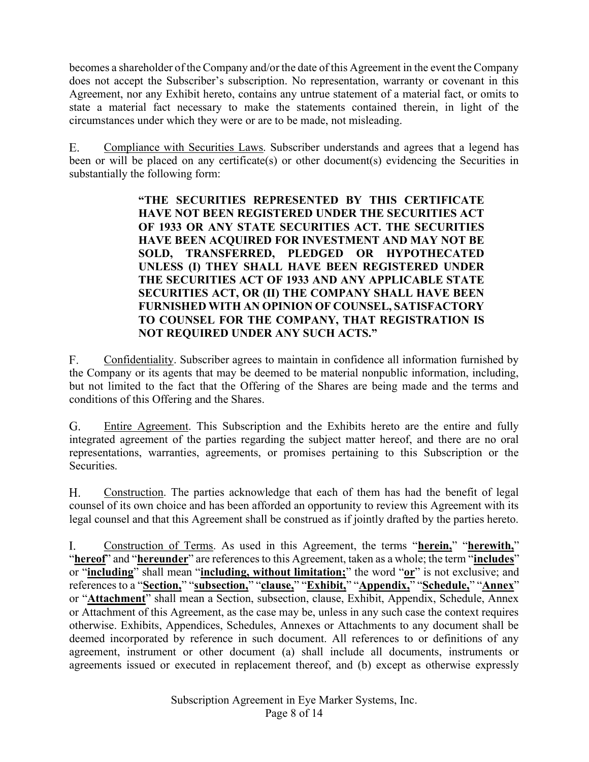becomes a shareholder of the Company and/or the date of this Agreement in the event the Company does not accept the Subscriber's subscription. No representation, warranty or covenant in this Agreement, nor any Exhibit hereto, contains any untrue statement of a material fact, or omits to state a material fact necessary to make the statements contained therein, in light of the circumstances under which they were or are to be made, not misleading.

E. Compliance with Securities Laws. Subscriber understands and agrees that a legend has been or will be placed on any certificate(s) or other document(s) evidencing the Securities in substantially the following form:

> **"THE SECURITIES REPRESENTED BY THIS CERTIFICATE HAVE NOT BEEN REGISTERED UNDER THE SECURITIES ACT OF 1933 OR ANY STATE SECURITIES ACT. THE SECURITIES HAVE BEEN ACQUIRED FOR INVESTMENT AND MAY NOT BE SOLD, TRANSFERRED, PLEDGED OR HYPOTHECATED UNLESS (I) THEY SHALL HAVE BEEN REGISTERED UNDER THE SECURITIES ACT OF 1933 AND ANY APPLICABLE STATE SECURITIES ACT, OR (II) THE COMPANY SHALL HAVE BEEN FURNISHED WITH AN OPINION OF COUNSEL, SATISFACTORY TO COUNSEL FOR THE COMPANY, THAT REGISTRATION IS NOT REQUIRED UNDER ANY SUCH ACTS."**

F. Confidentiality. Subscriber agrees to maintain in confidence all information furnished by the Company or its agents that may be deemed to be material nonpublic information, including, but not limited to the fact that the Offering of the Shares are being made and the terms and conditions of this Offering and the Shares.

G. Entire Agreement. This Subscription and the Exhibits hereto are the entire and fully integrated agreement of the parties regarding the subject matter hereof, and there are no oral representations, warranties, agreements, or promises pertaining to this Subscription or the Securities.

H. Construction. The parties acknowledge that each of them has had the benefit of legal counsel of its own choice and has been afforded an opportunity to review this Agreement with its legal counsel and that this Agreement shall be construed as if jointly drafted by the parties hereto.

I. Construction of Terms. As used in this Agreement, the terms "**herein,**" "**herewith,**" "**hereof**" and "**hereunder**" are references to this Agreement, taken as a whole; the term "**includes**" or "**including**" shall mean "**including, without limitation;**" the word "**or**" is not exclusive; and references to a "**Section,**" "**subsection,**" "**clause,**" "**Exhibit,**" "**Appendix,**" "**Schedule,**" "**Annex**" or "**Attachment**" shall mean a Section, subsection, clause, Exhibit, Appendix, Schedule, Annex or Attachment of this Agreement, as the case may be, unless in any such case the context requires otherwise. Exhibits, Appendices, Schedules, Annexes or Attachments to any document shall be deemed incorporated by reference in such document. All references to or definitions of any agreement, instrument or other document (a) shall include all documents, instruments or agreements issued or executed in replacement thereof, and (b) except as otherwise expressly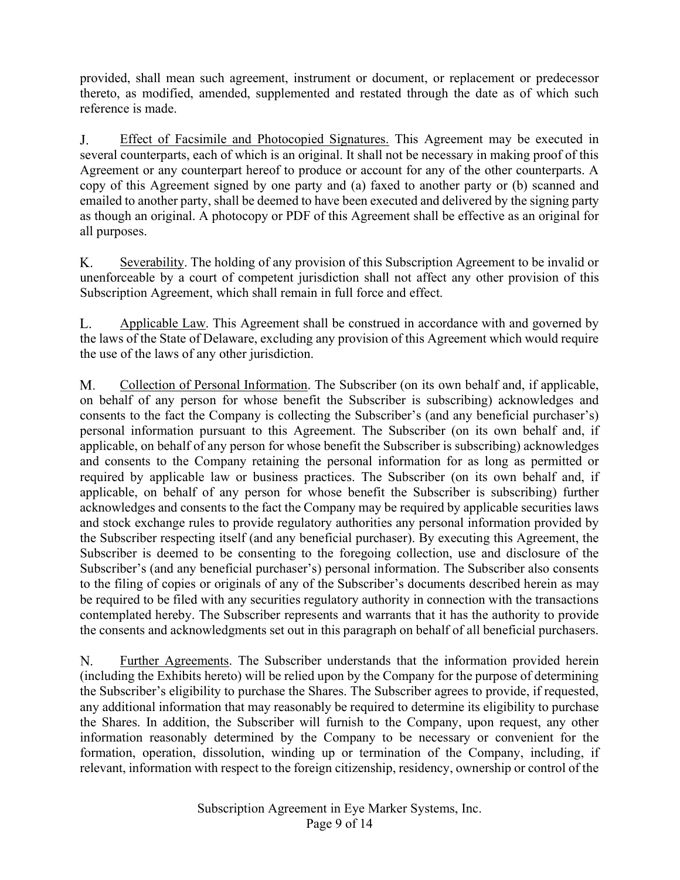provided, shall mean such agreement, instrument or document, or replacement or predecessor thereto, as modified, amended, supplemented and restated through the date as of which such reference is made.

J. Effect of Facsimile and Photocopied Signatures. This Agreement may be executed in several counterparts, each of which is an original. It shall not be necessary in making proof of this Agreement or any counterpart hereof to produce or account for any of the other counterparts. A copy of this Agreement signed by one party and (a) faxed to another party or (b) scanned and emailed to another party, shall be deemed to have been executed and delivered by the signing party as though an original. A photocopy or PDF of this Agreement shall be effective as an original for all purposes.

K. Severability. The holding of any provision of this Subscription Agreement to be invalid or unenforceable by a court of competent jurisdiction shall not affect any other provision of this Subscription Agreement, which shall remain in full force and effect.

L. Applicable Law. This Agreement shall be construed in accordance with and governed by the laws of the State of Delaware, excluding any provision of this Agreement which would require the use of the laws of any other jurisdiction.

M. Collection of Personal Information. The Subscriber (on its own behalf and, if applicable, on behalf of any person for whose benefit the Subscriber is subscribing) acknowledges and consents to the fact the Company is collecting the Subscriber's (and any beneficial purchaser's) personal information pursuant to this Agreement. The Subscriber (on its own behalf and, if applicable, on behalf of any person for whose benefit the Subscriber is subscribing) acknowledges and consents to the Company retaining the personal information for as long as permitted or required by applicable law or business practices. The Subscriber (on its own behalf and, if applicable, on behalf of any person for whose benefit the Subscriber is subscribing) further acknowledges and consents to the fact the Company may be required by applicable securities laws and stock exchange rules to provide regulatory authorities any personal information provided by the Subscriber respecting itself (and any beneficial purchaser). By executing this Agreement, the Subscriber is deemed to be consenting to the foregoing collection, use and disclosure of the Subscriber's (and any beneficial purchaser's) personal information. The Subscriber also consents to the filing of copies or originals of any of the Subscriber's documents described herein as may be required to be filed with any securities regulatory authority in connection with the transactions contemplated hereby. The Subscriber represents and warrants that it has the authority to provide the consents and acknowledgments set out in this paragraph on behalf of all beneficial purchasers.

N. Further Agreements. The Subscriber understands that the information provided herein (including the Exhibits hereto) will be relied upon by the Company for the purpose of determining the Subscriber's eligibility to purchase the Shares. The Subscriber agrees to provide, if requested, any additional information that may reasonably be required to determine its eligibility to purchase the Shares. In addition, the Subscriber will furnish to the Company, upon request, any other information reasonably determined by the Company to be necessary or convenient for the formation, operation, dissolution, winding up or termination of the Company, including, if relevant, information with respect to the foreign citizenship, residency, ownership or control of the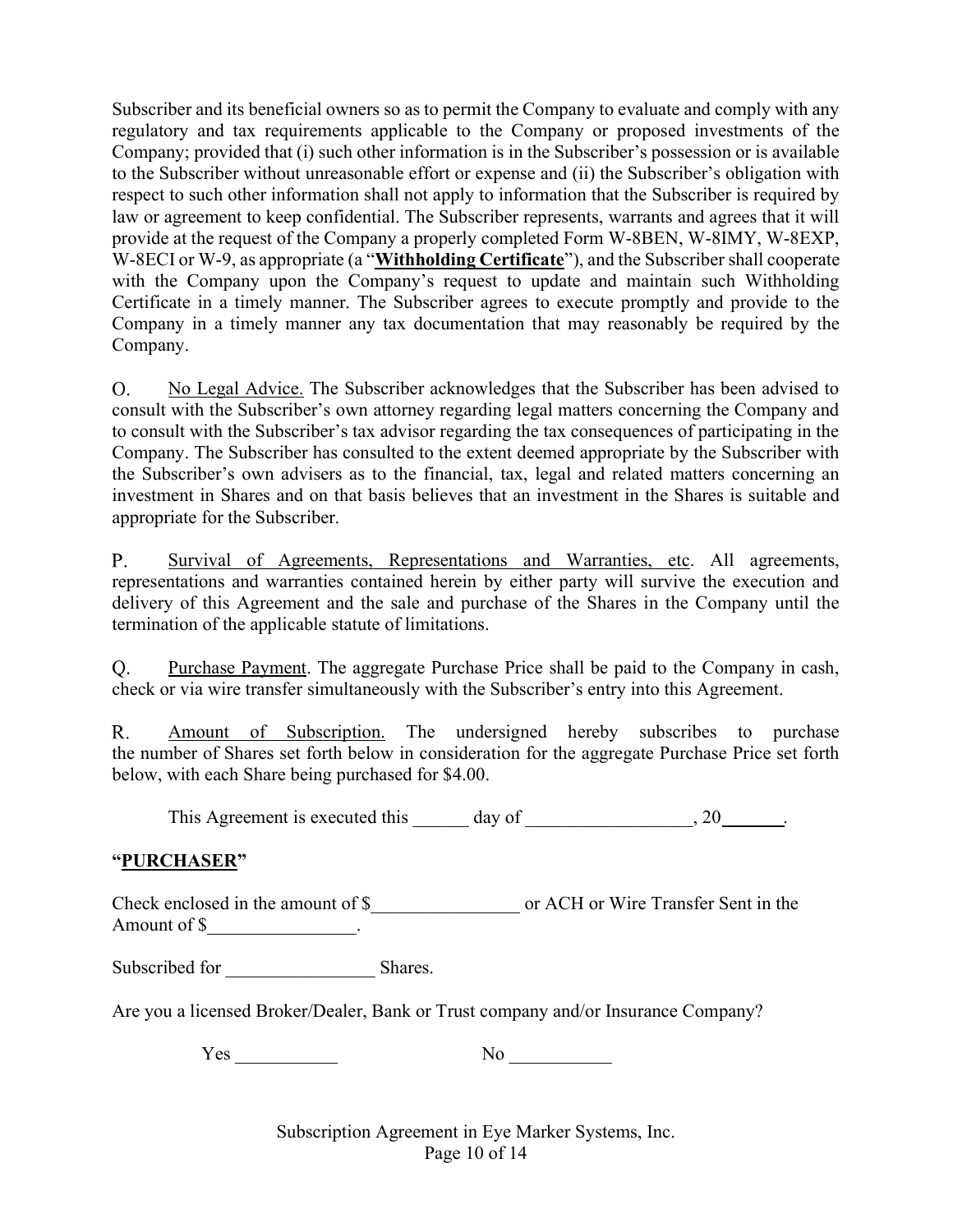Subscriber and its beneficial owners so as to permit the Company to evaluate and comply with any regulatory and tax requirements applicable to the Company or proposed investments of the Company; provided that (i) such other information is in the Subscriber's possession or is available to the Subscriber without unreasonable effort or expense and (ii) the Subscriber's obligation with respect to such other information shall not apply to information that the Subscriber is required by law or agreement to keep confidential. The Subscriber represents, warrants and agrees that it will provide at the request of the Company a properly completed Form W-8BEN, W-8IMY, W-8EXP, W-8ECI or W-9, as appropriate (a "**Withholding Certificate**"), and the Subscriber shall cooperate with the Company upon the Company's request to update and maintain such Withholding Certificate in a timely manner. The Subscriber agrees to execute promptly and provide to the Company in a timely manner any tax documentation that may reasonably be required by the Company.

O. No Legal Advice. The Subscriber acknowledges that the Subscriber has been advised to consult with the Subscriber's own attorney regarding legal matters concerning the Company and to consult with the Subscriber's tax advisor regarding the tax consequences of participating in the Company. The Subscriber has consulted to the extent deemed appropriate by the Subscriber with the Subscriber's own advisers as to the financial, tax, legal and related matters concerning an investment in Shares and on that basis believes that an investment in the Shares is suitable and appropriate for the Subscriber.

P. Survival of Agreements, Representations and Warranties, etc. All agreements, representations and warranties contained herein by either party will survive the execution and delivery of this Agreement and the sale and purchase of the Shares in the Company until the termination of the applicable statute of limitations.

Q. Purchase Payment. The aggregate Purchase Price shall be paid to the Company in cash, check or via wire transfer simultaneously with the Subscriber's entry into this Agreement.

R. Amount of Subscription. The undersigned hereby subscribes to purchase the number of Shares set forth below in consideration for the aggregate Purchase Price set forth below, with each Share being purchased for $4.00.

This Agreement is executed this ______ day of _________________, 20_______.

**"PURCHASER"**

Check enclosed in the amount of $________________ or ACH or Wire Transfer Sent in the Amount of $________________.

Subscribed for ________________ Shares.

Are you a licensed Broker/Dealer, Bank or Trust company and/or Insurance Company?

Yes ___________ No ___________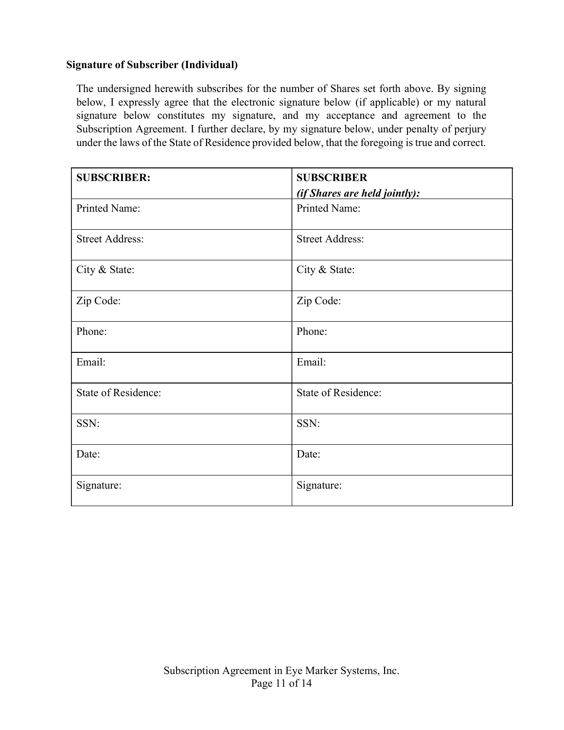**Signature of Subscriber (Individual)**

The undersigned herewith subscribes for the number of Shares set forth above. By signing below, I expressly agree that the electronic signature below (if applicable) or my natural signature below constitutes my signature, and my acceptance and agreement to the Subscription Agreement. I further declare, by my signature below, under penalty of perjury under the laws of the State of Residence provided below, that the foregoing is true and correct.

| **SUBSCRIBER:** | **SUBSCRIBER** ***(if Shares are held jointly):*** |
|---|---|
| Printed Name: | Printed Name: |
| Street Address: | Street Address: |
| City & State: | City & State: |
| Zip Code: | Zip Code: |
| Phone: | Phone: |
| Email: | Email: |
| State of Residence: | State of Residence: |
| SSN: | SSN: |
| Date: | Date: |
| Signature: | Signature: |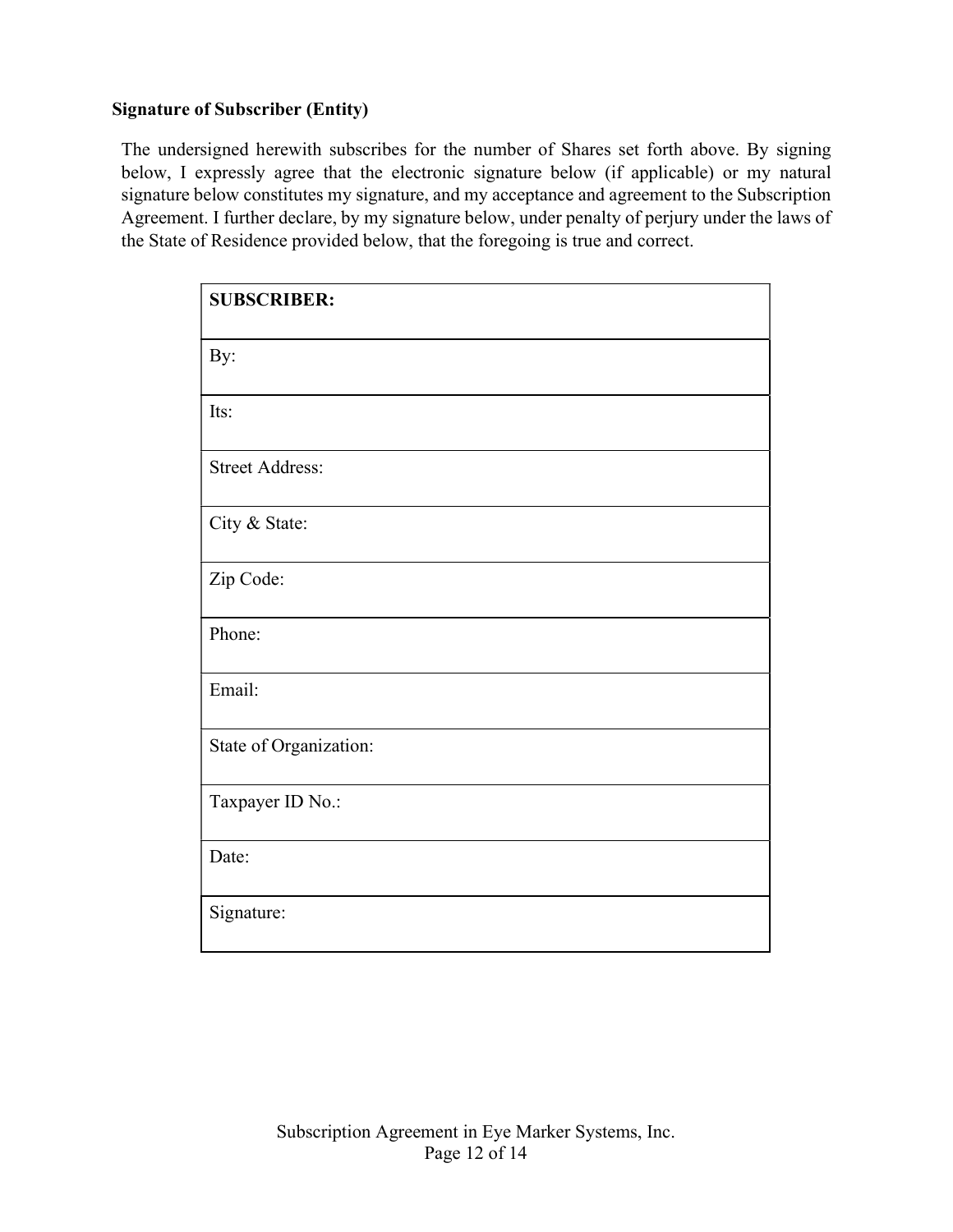**Signature of Subscriber (Entity)**

The undersigned herewith subscribes for the number of Shares set forth above. By signing below, I expressly agree that the electronic signature below (if applicable) or my natural signature below constitutes my signature, and my acceptance and agreement to the Subscription Agreement. I further declare, by my signature below, under penalty of perjury under the laws of the State of Residence provided below, that the foregoing is true and correct.

| **SUBSCRIBER:** |
|---|
| By: |
| Its: |
| Street Address: |
| City & State: |
| Zip Code: |
| Phone: |
| Email: |
| State of Organization: |
| Taxpayer ID No.: |
| Date: |
| Signature: |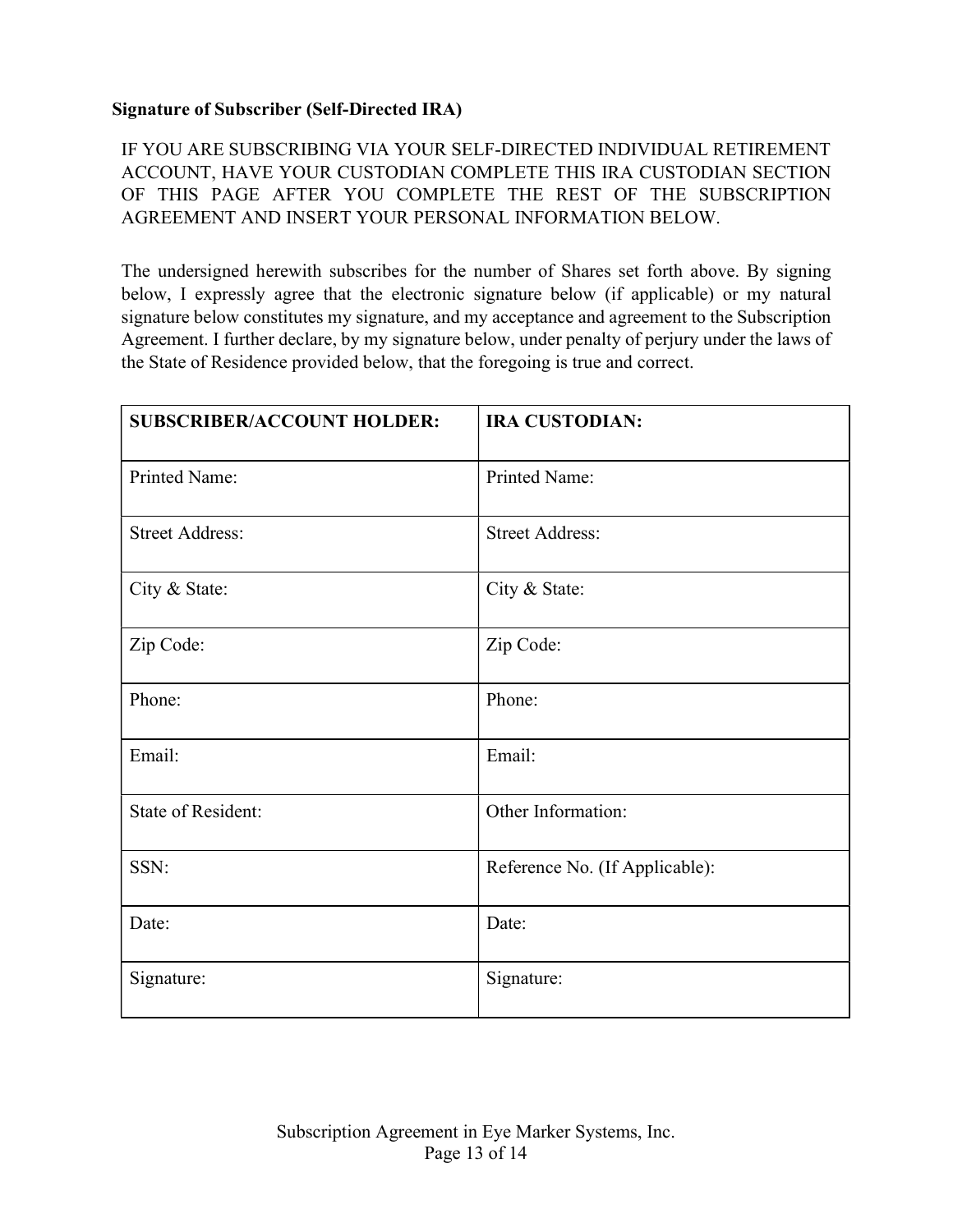**Signature of Subscriber (Self-Directed IRA)**

IF YOU ARE SUBSCRIBING VIA YOUR SELF-DIRECTED INDIVIDUAL RETIREMENT ACCOUNT, HAVE YOUR CUSTODIAN COMPLETE THIS IRA CUSTODIAN SECTION OF THIS PAGE AFTER YOU COMPLETE THE REST OF THE SUBSCRIPTION AGREEMENT AND INSERT YOUR PERSONAL INFORMATION BELOW.

The undersigned herewith subscribes for the number of Shares set forth above. By signing below, I expressly agree that the electronic signature below (if applicable) or my natural signature below constitutes my signature, and my acceptance and agreement to the Subscription Agreement. I further declare, by my signature below, under penalty of perjury under the laws of the State of Residence provided below, that the foregoing is true and correct.

| **SUBSCRIBER/ACCOUNT HOLDER:** | **IRA CUSTODIAN:** |
| --- | --- |
| Printed Name: | Printed Name: |
| Street Address: | Street Address: |
| City & State: | City & State: |
| Zip Code: | Zip Code: |
| Phone: | Phone: |
| Email: | Email: |
| State of Resident: | Other Information: |
| SSN: | Reference No. (If Applicable): |
| Date: | Date: |
| Signature: | Signature: |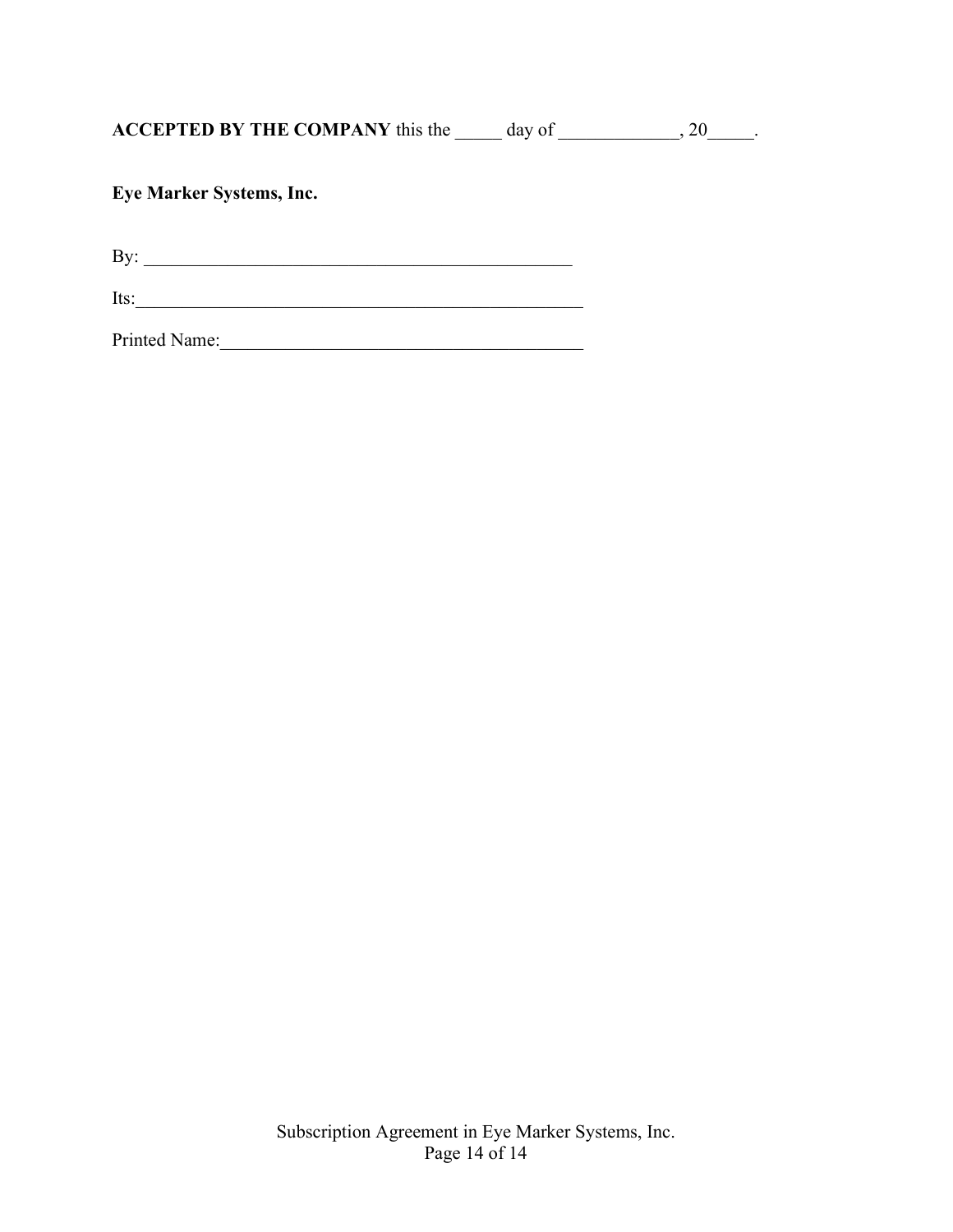**ACCEPTED BY THE COMPANY** this the _____ day of _____________, 20_____.

**Eye Marker Systems, Inc.**

By: _______________________________________________

Its:_________________________________________________

Printed Name:________________________________________